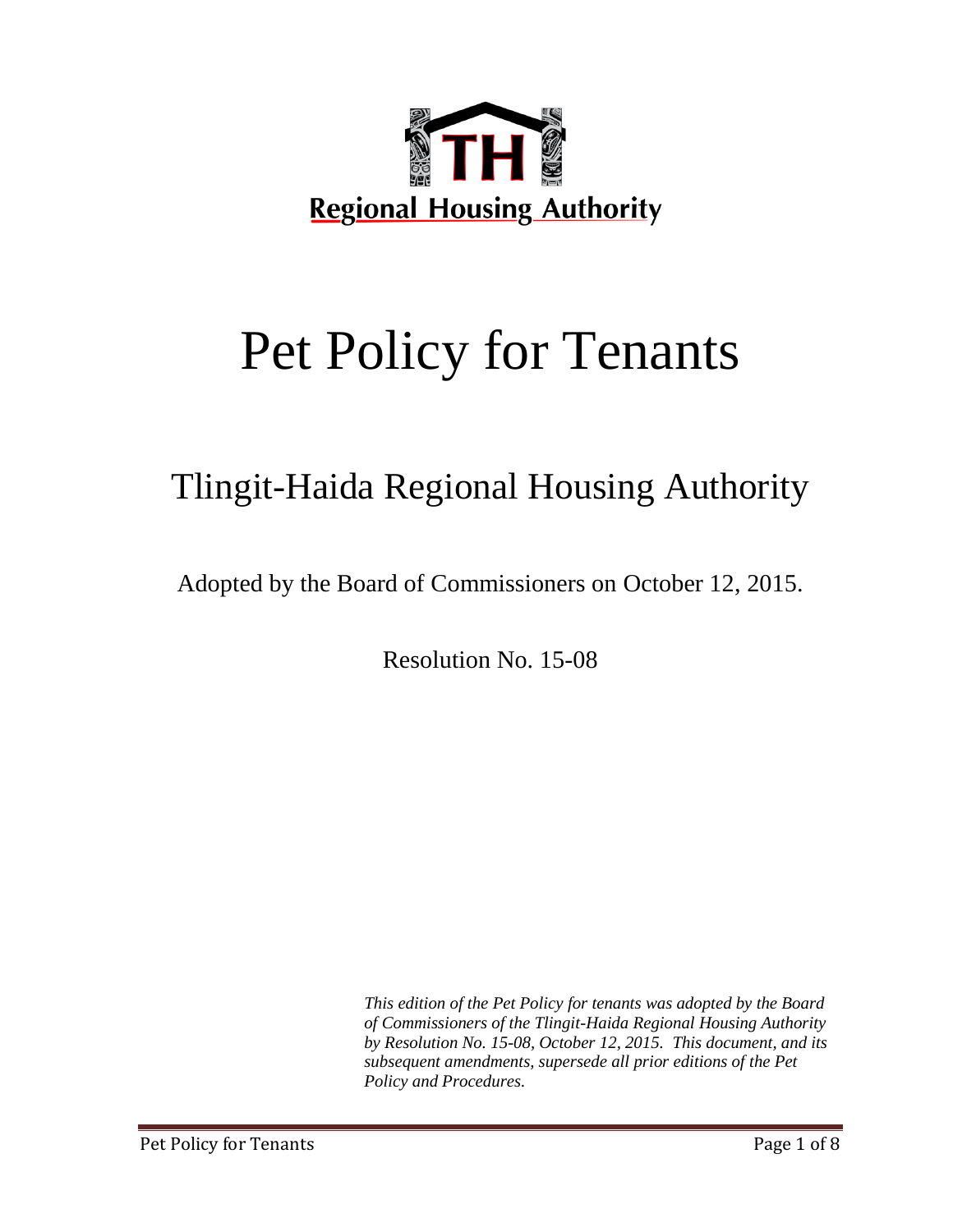Regional Housing Authority

# Pet Policy for Tenants

## Tlingit-Haida Regional Housing Authority

Adopted by the Board of Commissioners on October 12, 2015.

Resolution No. 15-08

*This edition of the Pet Policy for tenants was adopted by the Board of Commissioners of the Tlingit-Haida Regional Housing Authority by Resolution No. 15-08, October 12, 2015. This document, and its subsequent amendments, supersede all prior editions of the Pet Policy and Procedures.*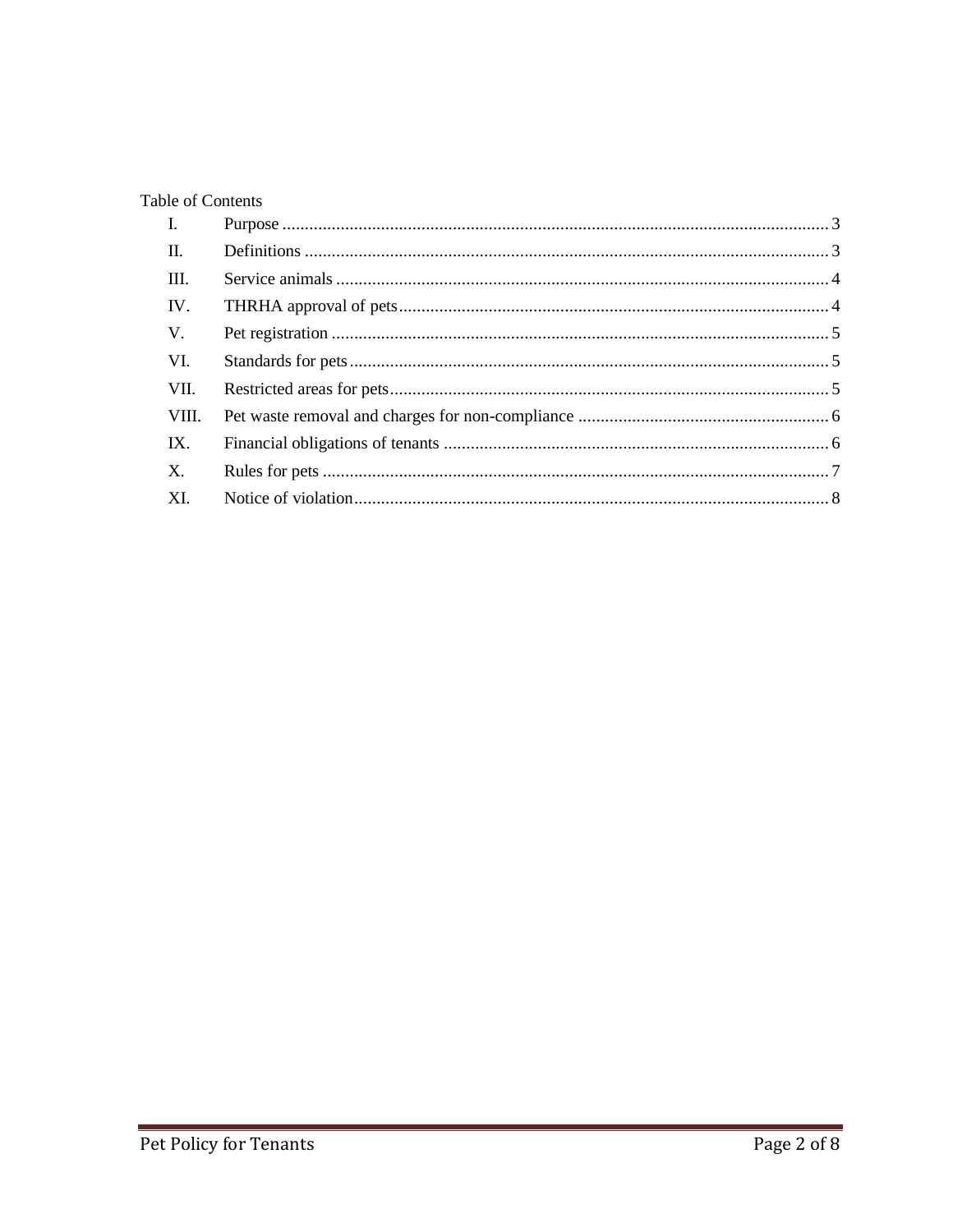Table of Contents

| | | |
|---|---|---|
| I. | Purpose | 3 |
| II. | Definitions | 3 |
| III. | Service animals | 4 |
| IV. | THRHA approval of pets | 4 |
| V. | Pet registration | 5 |
| VI. | Standards for pets | 5 |
| VII. | Restricted areas for pets | 5 |
| VIII. | Pet waste removal and charges for non-compliance | 6 |
| IX. | Financial obligations of tenants | 6 |
| X. | Rules for pets | 7 |
| XI. | Notice of violation | 8 |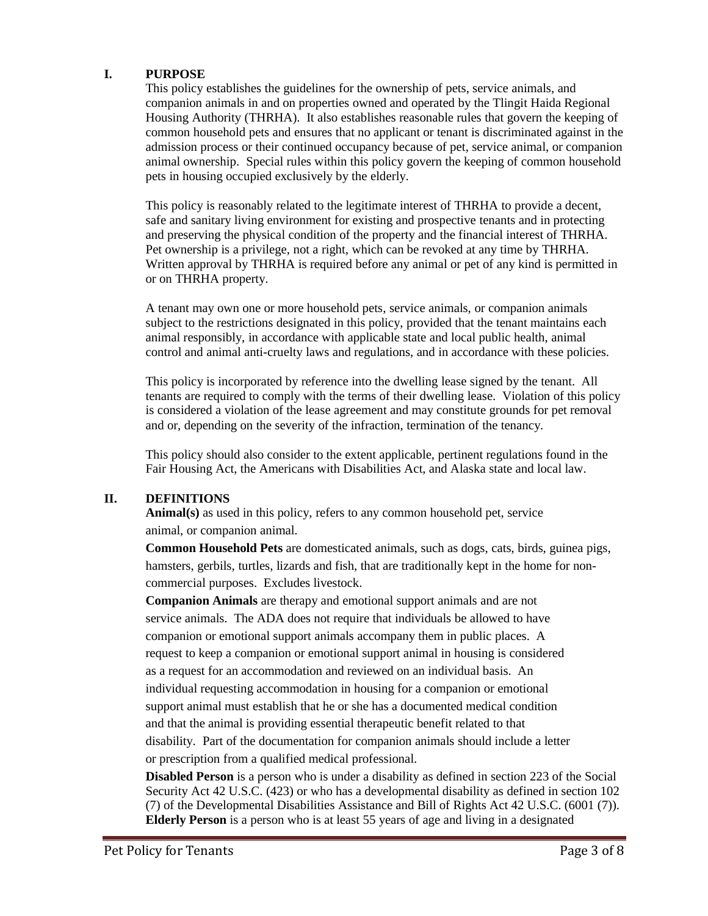## I. PURPOSE

This policy establishes the guidelines for the ownership of pets, service animals, and companion animals in and on properties owned and operated by the Tlingit Haida Regional Housing Authority (THRHA). It also establishes reasonable rules that govern the keeping of common household pets and ensures that no applicant or tenant is discriminated against in the admission process or their continued occupancy because of pet, service animal, or companion animal ownership. Special rules within this policy govern the keeping of common household pets in housing occupied exclusively by the elderly.

This policy is reasonably related to the legitimate interest of THRHA to provide a decent, safe and sanitary living environment for existing and prospective tenants and in protecting and preserving the physical condition of the property and the financial interest of THRHA. Pet ownership is a privilege, not a right, which can be revoked at any time by THRHA. Written approval by THRHA is required before any animal or pet of any kind is permitted in or on THRHA property.

A tenant may own one or more household pets, service animals, or companion animals subject to the restrictions designated in this policy, provided that the tenant maintains each animal responsibly, in accordance with applicable state and local public health, animal control and animal anti-cruelty laws and regulations, and in accordance with these policies.

This policy is incorporated by reference into the dwelling lease signed by the tenant. All tenants are required to comply with the terms of their dwelling lease. Violation of this policy is considered a violation of the lease agreement and may constitute grounds for pet removal and or, depending on the severity of the infraction, termination of the tenancy.

This policy should also consider to the extent applicable, pertinent regulations found in the Fair Housing Act, the Americans with Disabilities Act, and Alaska state and local law.

## II. DEFINITIONS

**Animal(s)** as used in this policy, refers to any common household pet, service animal, or companion animal.

**Common Household Pets** are domesticated animals, such as dogs, cats, birds, guinea pigs, hamsters, gerbils, turtles, lizards and fish, that are traditionally kept in the home for non-commercial purposes. Excludes livestock.

**Companion Animals** are therapy and emotional support animals and are not service animals. The ADA does not require that individuals be allowed to have companion or emotional support animals accompany them in public places. A request to keep a companion or emotional support animal in housing is considered as a request for an accommodation and reviewed on an individual basis. An individual requesting accommodation in housing for a companion or emotional support animal must establish that he or she has a documented medical condition and that the animal is providing essential therapeutic benefit related to that disability. Part of the documentation for companion animals should include a letter or prescription from a qualified medical professional.

**Disabled Person** is a person who is under a disability as defined in section 223 of the Social Security Act 42 U.S.C. (423) or who has a developmental disability as defined in section 102 (7) of the Developmental Disabilities Assistance and Bill of Rights Act 42 U.S.C. (6001 (7)).

**Elderly Person** is a person who is at least 55 years of age and living in a designated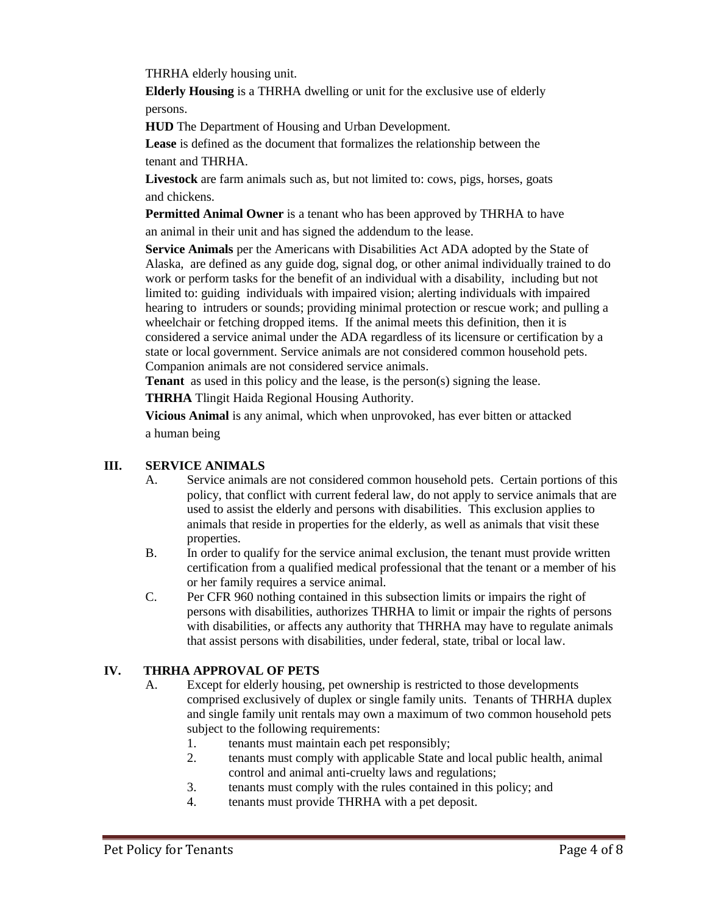THRHA elderly housing unit.

**Elderly Housing** is a THRHA dwelling or unit for the exclusive use of elderly persons.

**HUD** The Department of Housing and Urban Development.

**Lease** is defined as the document that formalizes the relationship between the tenant and THRHA.

**Livestock** are farm animals such as, but not limited to: cows, pigs, horses, goats and chickens.

**Permitted Animal Owner** is a tenant who has been approved by THRHA to have an animal in their unit and has signed the addendum to the lease.

**Service Animals** per the Americans with Disabilities Act ADA adopted by the State of Alaska, are defined as any guide dog, signal dog, or other animal individually trained to do work or perform tasks for the benefit of an individual with a disability, including but not limited to: guiding individuals with impaired vision; alerting individuals with impaired hearing to intruders or sounds; providing minimal protection or rescue work; and pulling a wheelchair or fetching dropped items. If the animal meets this definition, then it is considered a service animal under the ADA regardless of its licensure or certification by a state or local government. Service animals are not considered common household pets. Companion animals are not considered service animals.

**Tenant** as used in this policy and the lease, is the person(s) signing the lease.

**THRHA** Tlingit Haida Regional Housing Authority.

**Vicious Animal** is any animal, which when unprovoked, has ever bitten or attacked a human being

## III. SERVICE ANIMALS

A. Service animals are not considered common household pets. Certain portions of this policy, that conflict with current federal law, do not apply to service animals that are used to assist the elderly and persons with disabilities. This exclusion applies to animals that reside in properties for the elderly, as well as animals that visit these properties.

B. In order to qualify for the service animal exclusion, the tenant must provide written certification from a qualified medical professional that the tenant or a member of his or her family requires a service animal.

C. Per CFR 960 nothing contained in this subsection limits or impairs the right of persons with disabilities, authorizes THRHA to limit or impair the rights of persons with disabilities, or affects any authority that THRHA may have to regulate animals that assist persons with disabilities, under federal, state, tribal or local law.

## IV. THRHA APPROVAL OF PETS

A. Except for elderly housing, pet ownership is restricted to those developments comprised exclusively of duplex or single family units. Tenants of THRHA duplex and single family unit rentals may own a maximum of two common household pets subject to the following requirements:

1. tenants must maintain each pet responsibly;
2. tenants must comply with applicable State and local public health, animal control and animal anti-cruelty laws and regulations;
3. tenants must comply with the rules contained in this policy; and
4. tenants must provide THRHA with a pet deposit.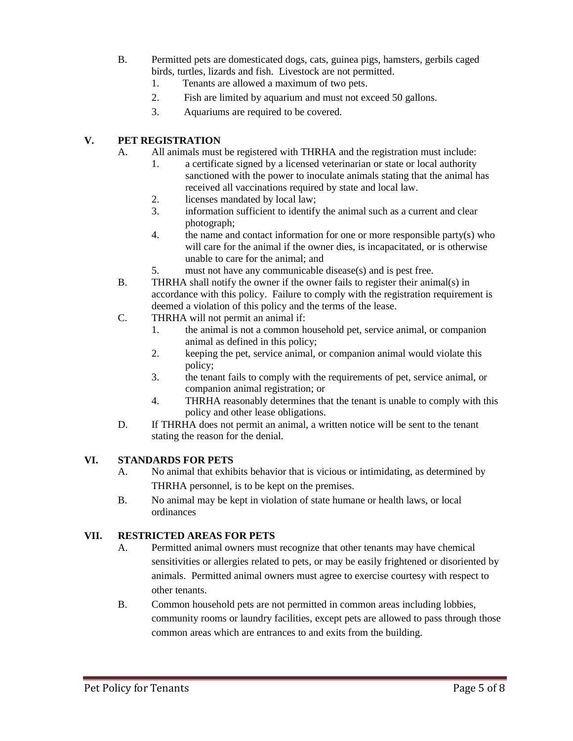B. Permitted pets are domesticated dogs, cats, guinea pigs, hamsters, gerbils caged birds, turtles, lizards and fish. Livestock are not permitted.

1. Tenants are allowed a maximum of two pets.
2. Fish are limited by aquarium and must not exceed 50 gallons.
3. Aquariums are required to be covered.

## V. PET REGISTRATION

A. All animals must be registered with THRHA and the registration must include:

1. a certificate signed by a licensed veterinarian or state or local authority sanctioned with the power to inoculate animals stating that the animal has received all vaccinations required by state and local law.
2. licenses mandated by local law;
3. information sufficient to identify the animal such as a current and clear photograph;
4. the name and contact information for one or more responsible party(s) who will care for the animal if the owner dies, is incapacitated, or is otherwise unable to care for the animal; and
5. must not have any communicable disease(s) and is pest free.

B. THRHA shall notify the owner if the owner fails to register their animal(s) in accordance with this policy. Failure to comply with the registration requirement is deemed a violation of this policy and the terms of the lease.

C. THRHA will not permit an animal if:

1. the animal is not a common household pet, service animal, or companion animal as defined in this policy;
2. keeping the pet, service animal, or companion animal would violate this policy;
3. the tenant fails to comply with the requirements of pet, service animal, or companion animal registration; or
4. THRHA reasonably determines that the tenant is unable to comply with this policy and other lease obligations.

D. If THRHA does not permit an animal, a written notice will be sent to the tenant stating the reason for the denial.

## VI. STANDARDS FOR PETS

A. No animal that exhibits behavior that is vicious or intimidating, as determined by THRHA personnel, is to be kept on the premises.

B. No animal may be kept in violation of state humane or health laws, or local ordinances

## VII. RESTRICTED AREAS FOR PETS

A. Permitted animal owners must recognize that other tenants may have chemical sensitivities or allergies related to pets, or may be easily frightened or disoriented by animals. Permitted animal owners must agree to exercise courtesy with respect to other tenants.

B. Common household pets are not permitted in common areas including lobbies, community rooms or laundry facilities, except pets are allowed to pass through those common areas which are entrances to and exits from the building.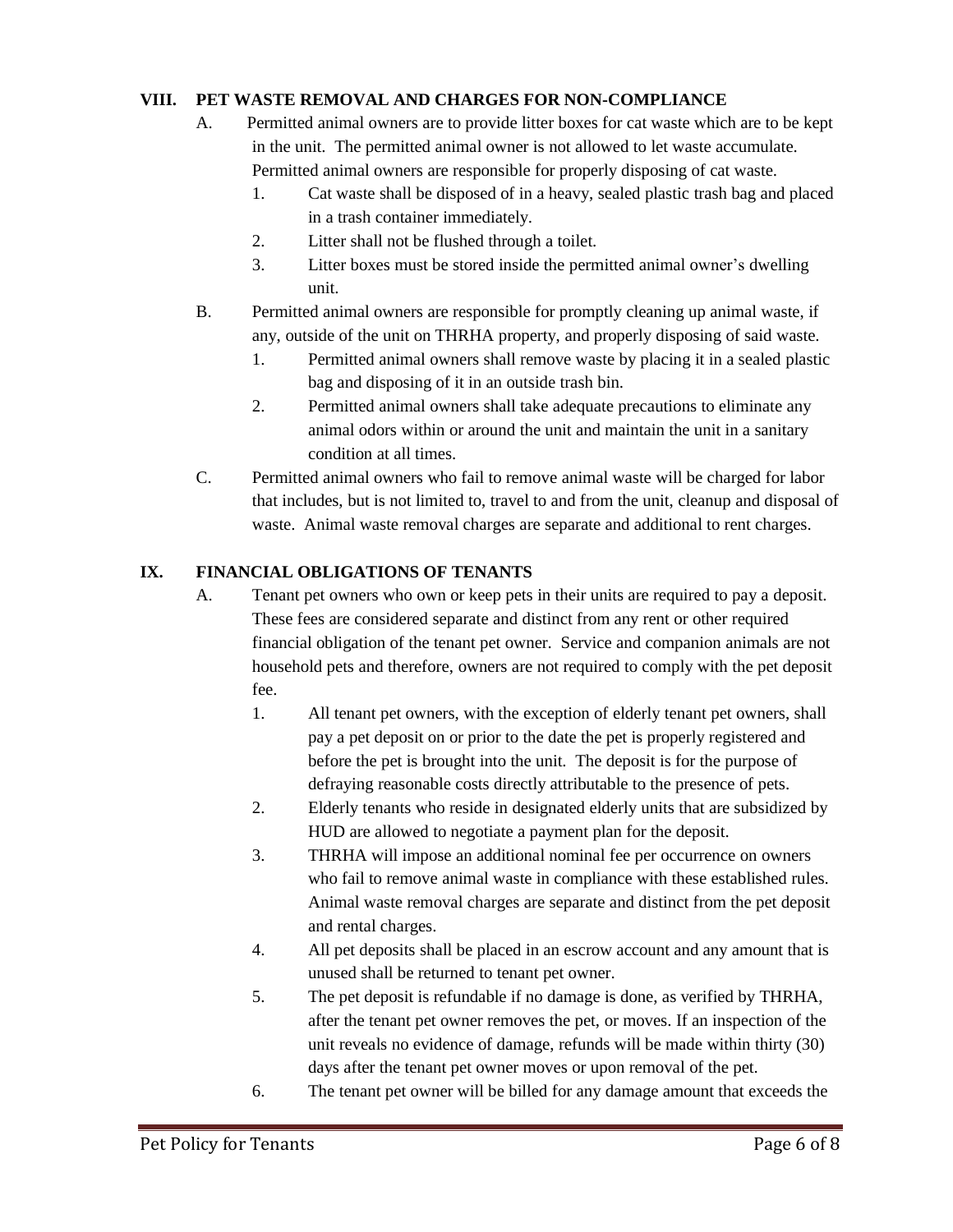## VIII. PET WASTE REMOVAL AND CHARGES FOR NON-COMPLIANCE

A. Permitted animal owners are to provide litter boxes for cat waste which are to be kept in the unit. The permitted animal owner is not allowed to let waste accumulate. Permitted animal owners are responsible for properly disposing of cat waste.

   1. Cat waste shall be disposed of in a heavy, sealed plastic trash bag and placed in a trash container immediately.
   2. Litter shall not be flushed through a toilet.
   3. Litter boxes must be stored inside the permitted animal owner's dwelling unit.

B. Permitted animal owners are responsible for promptly cleaning up animal waste, if any, outside of the unit on THRHA property, and properly disposing of said waste.

   1. Permitted animal owners shall remove waste by placing it in a sealed plastic bag and disposing of it in an outside trash bin.
   2. Permitted animal owners shall take adequate precautions to eliminate any animal odors within or around the unit and maintain the unit in a sanitary condition at all times.

C. Permitted animal owners who fail to remove animal waste will be charged for labor that includes, but is not limited to, travel to and from the unit, cleanup and disposal of waste. Animal waste removal charges are separate and additional to rent charges.

## IX. FINANCIAL OBLIGATIONS OF TENANTS

A. Tenant pet owners who own or keep pets in their units are required to pay a deposit. These fees are considered separate and distinct from any rent or other required financial obligation of the tenant pet owner. Service and companion animals are not household pets and therefore, owners are not required to comply with the pet deposit fee.

   1. All tenant pet owners, with the exception of elderly tenant pet owners, shall pay a pet deposit on or prior to the date the pet is properly registered and before the pet is brought into the unit. The deposit is for the purpose of defraying reasonable costs directly attributable to the presence of pets.
   2. Elderly tenants who reside in designated elderly units that are subsidized by HUD are allowed to negotiate a payment plan for the deposit.
   3. THRHA will impose an additional nominal fee per occurrence on owners who fail to remove animal waste in compliance with these established rules. Animal waste removal charges are separate and distinct from the pet deposit and rental charges.
   4. All pet deposits shall be placed in an escrow account and any amount that is unused shall be returned to tenant pet owner.
   5. The pet deposit is refundable if no damage is done, as verified by THRHA, after the tenant pet owner removes the pet, or moves. If an inspection of the unit reveals no evidence of damage, refunds will be made within thirty (30) days after the tenant pet owner moves or upon removal of the pet.
   6. The tenant pet owner will be billed for any damage amount that exceeds the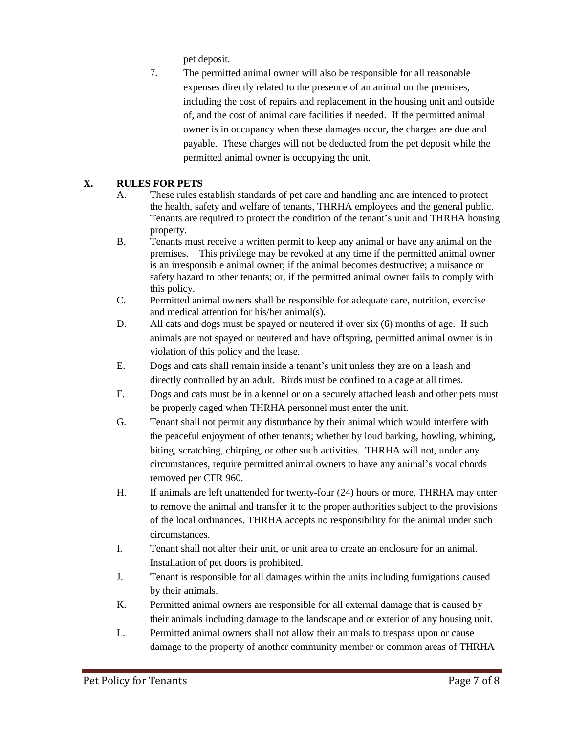pet deposit.

7. The permitted animal owner will also be responsible for all reasonable expenses directly related to the presence of an animal on the premises, including the cost of repairs and replacement in the housing unit and outside of, and the cost of animal care facilities if needed. If the permitted animal owner is in occupancy when these damages occur, the charges are due and payable. These charges will not be deducted from the pet deposit while the permitted animal owner is occupying the unit.

## X. RULES FOR PETS

A. These rules establish standards of pet care and handling and are intended to protect the health, safety and welfare of tenants, THRHA employees and the general public. Tenants are required to protect the condition of the tenant's unit and THRHA housing property.

B. Tenants must receive a written permit to keep any animal or have any animal on the premises. This privilege may be revoked at any time if the permitted animal owner is an irresponsible animal owner; if the animal becomes destructive; a nuisance or safety hazard to other tenants; or, if the permitted animal owner fails to comply with this policy.

C. Permitted animal owners shall be responsible for adequate care, nutrition, exercise and medical attention for his/her animal(s).

D. All cats and dogs must be spayed or neutered if over six (6) months of age. If such animals are not spayed or neutered and have offspring, permitted animal owner is in violation of this policy and the lease.

E. Dogs and cats shall remain inside a tenant's unit unless they are on a leash and directly controlled by an adult. Birds must be confined to a cage at all times.

F. Dogs and cats must be in a kennel or on a securely attached leash and other pets must be properly caged when THRHA personnel must enter the unit.

G. Tenant shall not permit any disturbance by their animal which would interfere with the peaceful enjoyment of other tenants; whether by loud barking, howling, whining, biting, scratching, chirping, or other such activities. THRHA will not, under any circumstances, require permitted animal owners to have any animal's vocal chords removed per CFR 960.

H. If animals are left unattended for twenty-four (24) hours or more, THRHA may enter to remove the animal and transfer it to the proper authorities subject to the provisions of the local ordinances. THRHA accepts no responsibility for the animal under such circumstances.

I. Tenant shall not alter their unit, or unit area to create an enclosure for an animal. Installation of pet doors is prohibited.

J. Tenant is responsible for all damages within the units including fumigations caused by their animals.

K. Permitted animal owners are responsible for all external damage that is caused by their animals including damage to the landscape and or exterior of any housing unit.

L. Permitted animal owners shall not allow their animals to trespass upon or cause damage to the property of another community member or common areas of THRHA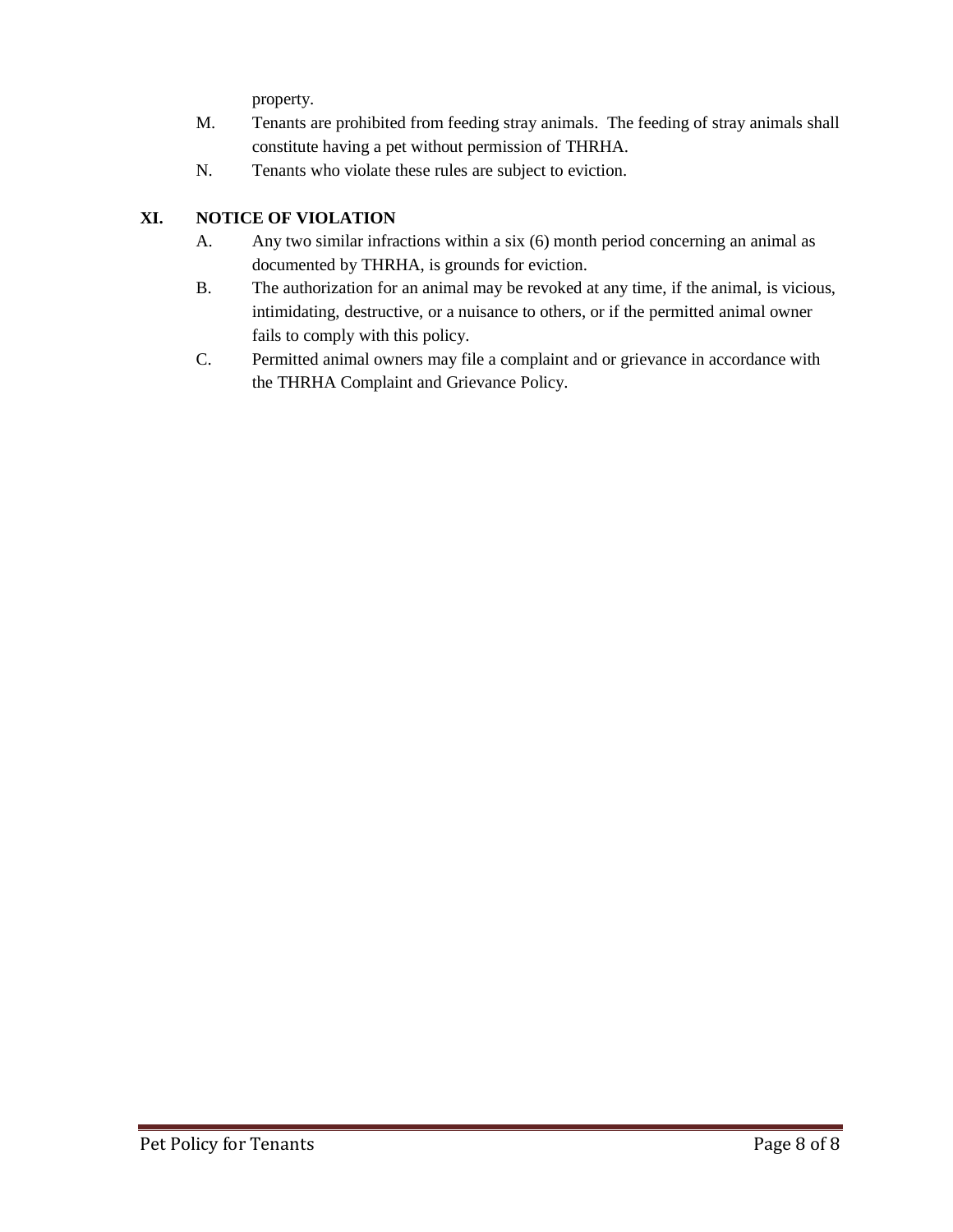property.

M. Tenants are prohibited from feeding stray animals. The feeding of stray animals shall constitute having a pet without permission of THRHA.

N. Tenants who violate these rules are subject to eviction.

## XI. NOTICE OF VIOLATION

A. Any two similar infractions within a six (6) month period concerning an animal as documented by THRHA, is grounds for eviction.

B. The authorization for an animal may be revoked at any time, if the animal, is vicious, intimidating, destructive, or a nuisance to others, or if the permitted animal owner fails to comply with this policy.

C. Permitted animal owners may file a complaint and or grievance in accordance with the THRHA Complaint and Grievance Policy.